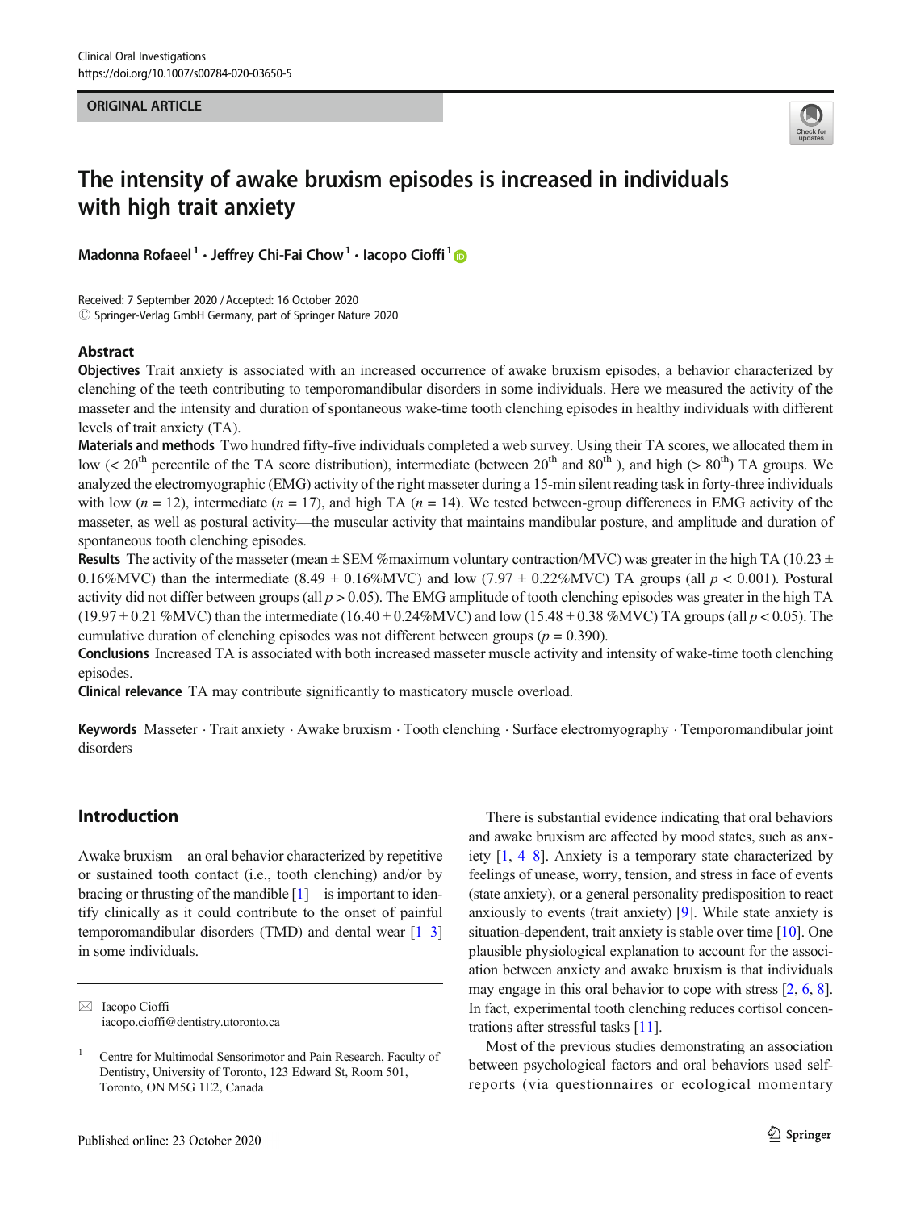ORIGINAL ARTICLE

# The intensity of awake bruxism episodes is increased in individuals with high trait anxiety

Madonna Rofaeel[1] · Jeffrey Chi-Fai Chow[1] · Iacopo Cioffi[1]

Received: 7 September 2020 / Accepted: 16 October 2020
© Springer-Verlag GmbH Germany, part of Springer Nature 2020

## Abstract

**Objectives** Trait anxiety is associated with an increased occurrence of awake bruxism episodes, a behavior characterized by clenching of the teeth contributing to temporomandibular disorders in some individuals. Here we measured the activity of the masseter and the intensity and duration of spontaneous wake-time tooth clenching episodes in healthy individuals with different levels of trait anxiety (TA).

**Materials and methods** Two hundred fifty-five individuals completed a web survey. Using their TA scores, we allocated them in low (< 20$^{th}$ percentile of the TA score distribution), intermediate (between 20$^{th}$ and 80$^{th}$ ), and high (> 80$^{th}$) TA groups. We analyzed the electromyographic (EMG) activity of the right masseter during a 15-min silent reading task in forty-three individuals with low ($n$ = 12), intermediate ($n$ = 17), and high TA ($n$ = 14). We tested between-group differences in EMG activity of the masseter, as well as postural activity—the muscular activity that maintains mandibular posture, and amplitude and duration of spontaneous tooth clenching episodes.

**Results** The activity of the masseter (mean ± SEM %maximum voluntary contraction/MVC) was greater in the high TA (10.23 ± 0.16%MVC) than the intermediate (8.49 ± 0.16%MVC) and low (7.97 ± 0.22%MVC) TA groups (all $p < 0.001$). Postural activity did not differ between groups (all $p > 0.05$). The EMG amplitude of tooth clenching episodes was greater in the high TA (19.97 ± 0.21 %MVC) than the intermediate (16.40 ± 0.24%MVC) and low (15.48 ± 0.38 %MVC) TA groups (all $p < 0.05$). The cumulative duration of clenching episodes was not different between groups ($p = 0.390$).

**Conclusions** Increased TA is associated with both increased masseter muscle activity and intensity of wake-time tooth clenching episodes.

**Clinical relevance** TA may contribute significantly to masticatory muscle overload.

**Keywords** Masseter · Trait anxiety · Awake bruxism · Tooth clenching · Surface electromyography · Temporomandibular joint disorders

## Introduction

Awake bruxism—an oral behavior characterized by repetitive or sustained tooth contact (i.e., tooth clenching) and/or by bracing or thrusting of the mandible [1]—is important to identify clinically as it could contribute to the onset of painful temporomandibular disorders (TMD) and dental wear [1–3] in some individuals.

There is substantial evidence indicating that oral behaviors and awake bruxism are affected by mood states, such as anxiety [1, 4–8]. Anxiety is a temporary state characterized by feelings of unease, worry, tension, and stress in face of events (state anxiety), or a general personality predisposition to react anxiously to events (trait anxiety) [9]. While state anxiety is situation-dependent, trait anxiety is stable over time [10]. One plausible physiological explanation to account for the association between anxiety and awake bruxism is that individuals may engage in this oral behavior to cope with stress [2, 6, 8]. In fact, experimental tooth clenching reduces cortisol concentrations after stressful tasks [11].

Most of the previous studies demonstrating an association between psychological factors and oral behaviors used self-reports (via questionnaires or ecological momentary

---

✉ Iacopo Cioffi
iacopo.cioffi@dentistry.utoronto.ca

[1] Centre for Multimodal Sensorimotor and Pain Research, Faculty of Dentistry, University of Toronto, 123 Edward St, Room 501, Toronto, ON M5G 1E2, Canada

Published online: 23 October 2020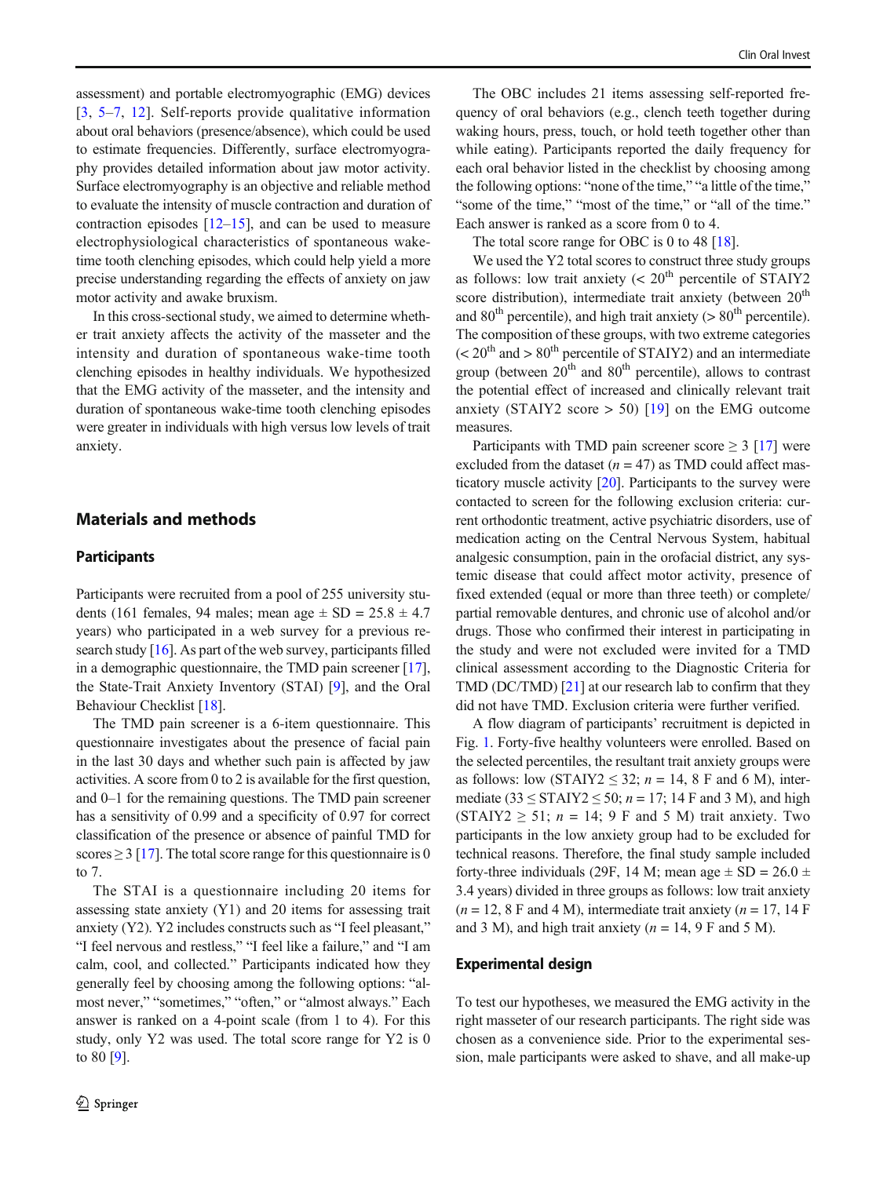assessment) and portable electromyographic (EMG) devices [3, 5–7, 12]. Self-reports provide qualitative information about oral behaviors (presence/absence), which could be used to estimate frequencies. Differently, surface electromyography provides detailed information about jaw motor activity. Surface electromyography is an objective and reliable method to evaluate the intensity of muscle contraction and duration of contraction episodes [12–15], and can be used to measure electrophysiological characteristics of spontaneous wake-time tooth clenching episodes, which could help yield a more precise understanding regarding the effects of anxiety on jaw motor activity and awake bruxism.

In this cross-sectional study, we aimed to determine whether trait anxiety affects the activity of the masseter and the intensity and duration of spontaneous wake-time tooth clenching episodes in healthy individuals. We hypothesized that the EMG activity of the masseter, and the intensity and duration of spontaneous wake-time tooth clenching episodes were greater in individuals with high versus low levels of trait anxiety.

## Materials and methods

### Participants

Participants were recruited from a pool of 255 university students (161 females, 94 males; mean age ± SD = 25.8 ± 4.7 years) who participated in a web survey for a previous research study [16]. As part of the web survey, participants filled in a demographic questionnaire, the TMD pain screener [17], the State-Trait Anxiety Inventory (STAI) [9], and the Oral Behaviour Checklist [18].

The TMD pain screener is a 6-item questionnaire. This questionnaire investigates about the presence of facial pain in the last 30 days and whether such pain is affected by jaw activities. A score from 0 to 2 is available for the first question, and 0–1 for the remaining questions. The TMD pain screener has a sensitivity of 0.99 and a specificity of 0.97 for correct classification of the presence or absence of painful TMD for scores ≥ 3 [17]. The total score range for this questionnaire is 0 to 7.

The STAI is a questionnaire including 20 items for assessing state anxiety (Y1) and 20 items for assessing trait anxiety (Y2). Y2 includes constructs such as "I feel pleasant," "I feel nervous and restless," "I feel like a failure," and "I am calm, cool, and collected." Participants indicated how they generally feel by choosing among the following options: "almost never," "sometimes," "often," or "almost always." Each answer is ranked on a 4-point scale (from 1 to 4). For this study, only Y2 was used. The total score range for Y2 is 0 to 80 [9].

The OBC includes 21 items assessing self-reported frequency of oral behaviors (e.g., clench teeth together during waking hours, press, touch, or hold teeth together other than while eating). Participants reported the daily frequency for each oral behavior listed in the checklist by choosing among the following options: "none of the time," "a little of the time," "some of the time," "most of the time," or "all of the time." Each answer is ranked as a score from 0 to 4.

The total score range for OBC is 0 to 48 [18].

We used the Y2 total scores to construct three study groups as follows: low trait anxiety (< 20th percentile of STAIY2 score distribution), intermediate trait anxiety (between 20th and 80th percentile), and high trait anxiety (> 80th percentile). The composition of these groups, with two extreme categories (< 20th and > 80th percentile of STAIY2) and an intermediate group (between 20th and 80th percentile), allows to contrast the potential effect of increased and clinically relevant trait anxiety (STAIY2 score > 50) [19] on the EMG outcome measures.

Participants with TMD pain screener score ≥ 3 [17] were excluded from the dataset ($n$ = 47) as TMD could affect masticatory muscle activity [20]. Participants to the survey were contacted to screen for the following exclusion criteria: current orthodontic treatment, active psychiatric disorders, use of medication acting on the Central Nervous System, habitual analgesic consumption, pain in the orofacial district, any systemic disease that could affect motor activity, presence of fixed extended (equal or more than three teeth) or complete/partial removable dentures, and chronic use of alcohol and/or drugs. Those who confirmed their interest in participating in the study and were not excluded were invited for a TMD clinical assessment according to the Diagnostic Criteria for TMD (DC/TMD) [21] at our research lab to confirm that they did not have TMD. Exclusion criteria were further verified.

A flow diagram of participants' recruitment is depicted in Fig. 1. Forty-five healthy volunteers were enrolled. Based on the selected percentiles, the resultant trait anxiety groups were as follows: low (STAIY2 ≤ 32; $n$ = 14, 8 F and 6 M), intermediate (33 ≤ STAIY2 ≤ 50; $n$ = 17; 14 F and 3 M), and high (STAIY2 ≥ 51; $n$ = 14; 9 F and 5 M) trait anxiety. Two participants in the low anxiety group had to be excluded for technical reasons. Therefore, the final study sample included forty-three individuals (29F, 14 M; mean age ± SD = 26.0 ± 3.4 years) divided in three groups as follows: low trait anxiety ($n$ = 12, 8 F and 4 M), intermediate trait anxiety ($n$ = 17, 14 F and 3 M), and high trait anxiety ($n$ = 14, 9 F and 5 M).

### Experimental design

To test our hypotheses, we measured the EMG activity in the right masseter of our research participants. The right side was chosen as a convenience side. Prior to the experimental session, male participants were asked to shave, and all make-up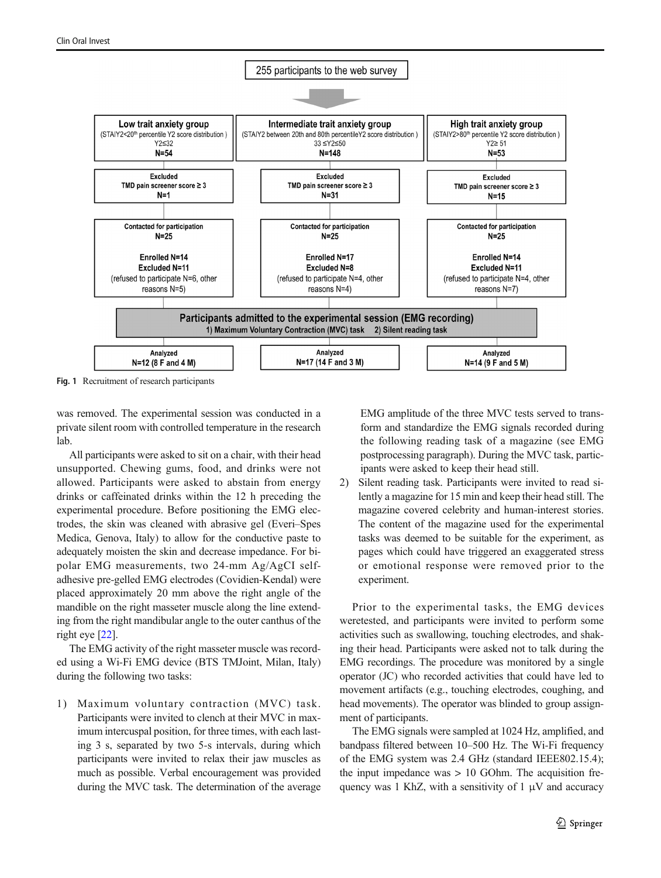255 participants to the web survey

| Low trait anxiety group | Intermediate trait anxiety group | High trait anxiety group |
| --- | --- | --- |
| (STAIY2<20th percentile Y2 score distribution) Y2≤32 **N=54** | (STAIY2 between 20th and 80th percentileY2 score distribution) 33 ≤Y2≤50 **N=148** | (STAIY2>80th percentile Y2 score distribution) Y2≥ 51 **N=53** |
| **Excluded TMD pain screener score ≥ 3 N=1** | **Excluded TMD pain screener score ≥ 3 N=31** | **Excluded TMD pain screener score ≥ 3 N=15** |
| **Contacted for participation N=25** **Enrolled N=14** **Excluded N=11** (refused to participate N=6, other reasons N=5) | **Contacted for participation N=25** **Enrolled N=17** **Excluded N=8** (refused to participate N=4, other reasons N=4) | **Contacted for participation N=25** **Enrolled N=14** **Excluded N=11** (refused to participate N=4, other reasons N=7) |

**Participants admitted to the experimental session (EMG recording)**
**1) Maximum Voluntary Contraction (MVC) task 2) Silent reading task**

| **Analyzed N=12 (8 F and 4 M)** | **Analyzed N=17 (14 F and 3 M)** | **Analyzed N=14 (9 F and 5 M)** |
| --- | --- | --- |

**Fig. 1** Recruitment of research participants

was removed. The experimental session was conducted in a private silent room with controlled temperature in the research lab.

All participants were asked to sit on a chair, with their head unsupported. Chewing gums, food, and drinks were not allowed. Participants were asked to abstain from energy drinks or caffeinated drinks within the 12 h preceding the experimental procedure. Before positioning the EMG electrodes, the skin was cleaned with abrasive gel (Everi–Spes Medica, Genova, Italy) to allow for the conductive paste to adequately moisten the skin and decrease impedance. For bipolar EMG measurements, two 24-mm Ag/AgCI self-adhesive pre-gelled EMG electrodes (Covidien-Kendal) were placed approximately 20 mm above the right angle of the mandible on the right masseter muscle along the line extending from the right mandibular angle to the outer canthus of the right eye [22].

The EMG activity of the right masseter muscle was recorded using a Wi-Fi EMG device (BTS TMJoint, Milan, Italy) during the following two tasks:

1) Maximum voluntary contraction (MVC) task. Participants were invited to clench at their MVC in maximum intercuspal position, for three times, with each lasting 3 s, separated by two 5-s intervals, during which participants were invited to relax their jaw muscles as much as possible. Verbal encouragement was provided during the MVC task. The determination of the average EMG amplitude of the three MVC tests served to transform and standardize the EMG signals recorded during the following reading task of a magazine (see EMG postprocessing paragraph). During the MVC task, participants were asked to keep their head still.
2) Silent reading task. Participants were invited to read silently a magazine for 15 min and keep their head still. The magazine covered celebrity and human-interest stories. The content of the magazine used for the experimental tasks was deemed to be suitable for the experiment, as pages which could have triggered an exaggerated stress or emotional response were removed prior to the experiment.

Prior to the experimental tasks, the EMG devices weretested, and participants were invited to perform some activities such as swallowing, touching electrodes, and shaking their head. Participants were asked not to talk during the EMG recordings. The procedure was monitored by a single operator (JC) who recorded activities that could have led to movement artifacts (e.g., touching electrodes, coughing, and head movements). The operator was blinded to group assignment of participants.

The EMG signals were sampled at 1024 Hz, amplified, and bandpass filtered between 10–500 Hz. The Wi-Fi frequency of the EMG system was 2.4 GHz (standard IEEE802.15.4); the input impedance was > 10 GOhm. The acquisition frequency was 1 KhZ, with a sensitivity of 1 μV and accuracy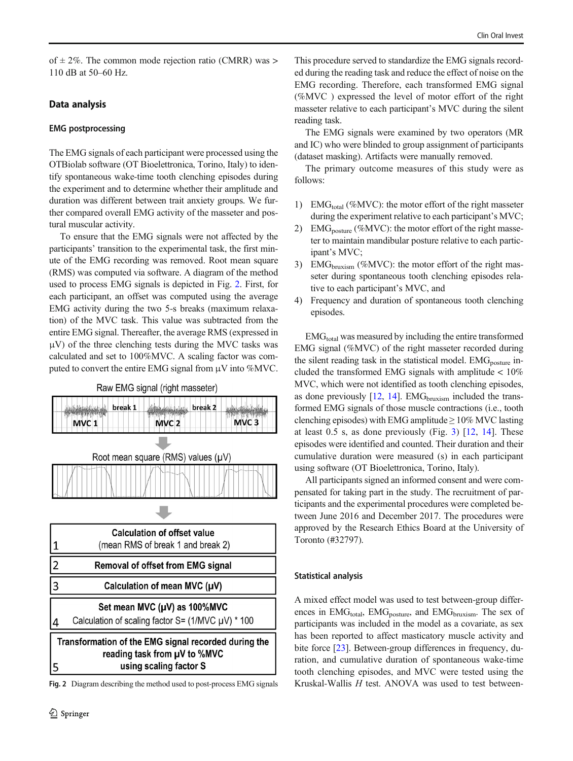of ± 2%. The common mode rejection ratio (CMRR) was > 110 dB at 50–60 Hz.

## Data analysis

### EMG postprocessing

The EMG signals of each participant were processed using the OTBiolab software (OT Bioelettronica, Torino, Italy) to identify spontaneous wake-time tooth clenching episodes during the experiment and to determine whether their amplitude and duration was different between trait anxiety groups. We further compared overall EMG activity of the masseter and postural muscular activity.

To ensure that the EMG signals were not affected by the participants' transition to the experimental task, the first minute of the EMG recording was removed. Root mean square (RMS) was computed via software. A diagram of the method used to process EMG signals is depicted in Fig. 2. First, for each participant, an offset was computed using the average EMG activity during the two 5-s breaks (maximum relaxation) of the MVC task. This value was subtracted from the entire EMG signal. Thereafter, the average RMS (expressed in μV) of the three clenching tests during the MVC tasks was calculated and set to 100%MVC. A scaling factor was computed to convert the entire EMG signal from μV into %MVC.

Raw EMG signal (right masseter)

MVC 1 — break 1 — MVC 2 — break 2 — MVC 3

Root mean square (RMS) values (μV)

1. Calculation of offset value (mean RMS of break 1 and break 2)
2. Removal of offset from EMG signal
3. Calculation of mean MVC (μV)
4. Set mean MVC (μV) as 100%MVC. Calculation of scaling factor S= (1/MVC μV) * 100
5. Transformation of the EMG signal recorded during the reading task from μV to %MVC using scaling factor S

**Fig. 2** Diagram describing the method used to post-process EMG signals

This procedure served to standardize the EMG signals recorded during the reading task and reduce the effect of noise on the EMG recording. Therefore, each transformed EMG signal (%MVC ) expressed the level of motor effort of the right masseter relative to each participant's MVC during the silent reading task.

The EMG signals were examined by two operators (MR and IC) who were blinded to group assignment of participants (dataset masking). Artifacts were manually removed.

The primary outcome measures of this study were as follows:

1) $EMG_{total}$ (%MVC): the motor effort of the right masseter during the experiment relative to each participant's MVC;
2) $EMG_{posture}$ (%MVC): the motor effort of the right masseter to maintain mandibular posture relative to each participant's MVC;
3) $EMG_{bruxism}$ (%MVC): the motor effort of the right masseter during spontaneous tooth clenching episodes relative to each participant's MVC, and
4) Frequency and duration of spontaneous tooth clenching episodes.

$EMG_{total}$ was measured by including the entire transformed EMG signal (%MVC) of the right masseter recorded during the silent reading task in the statistical model. $EMG_{posture}$ included the transformed EMG signals with amplitude < 10% MVC, which were not identified as tooth clenching episodes, as done previously [12, 14]. $EMG_{bruxism}$ included the transformed EMG signals of those muscle contractions (i.e., tooth clenching episodes) with EMG amplitude ≥ 10% MVC lasting at least 0.5 s, as done previously (Fig. 3) [12, 14]. These episodes were identified and counted. Their duration and their cumulative duration were measured (s) in each participant using software (OT Bioelettronica, Torino, Italy).

All participants signed an informed consent and were compensated for taking part in the study. The recruitment of participants and the experimental procedures were completed between June 2016 and December 2017. The procedures were approved by the Research Ethics Board at the University of Toronto (#32797).

### Statistical analysis

A mixed effect model was used to test between-group differences in $EMG_{total}$, $EMG_{posture}$, and $EMG_{bruxism}$. The sex of participants was included in the model as a covariate, as sex has been reported to affect masticatory muscle activity and bite force [23]. Between-group differences in frequency, duration, and cumulative duration of spontaneous wake-time tooth clenching episodes, and MVC were tested using the Kruskal-Wallis *H* test. ANOVA was used to test between-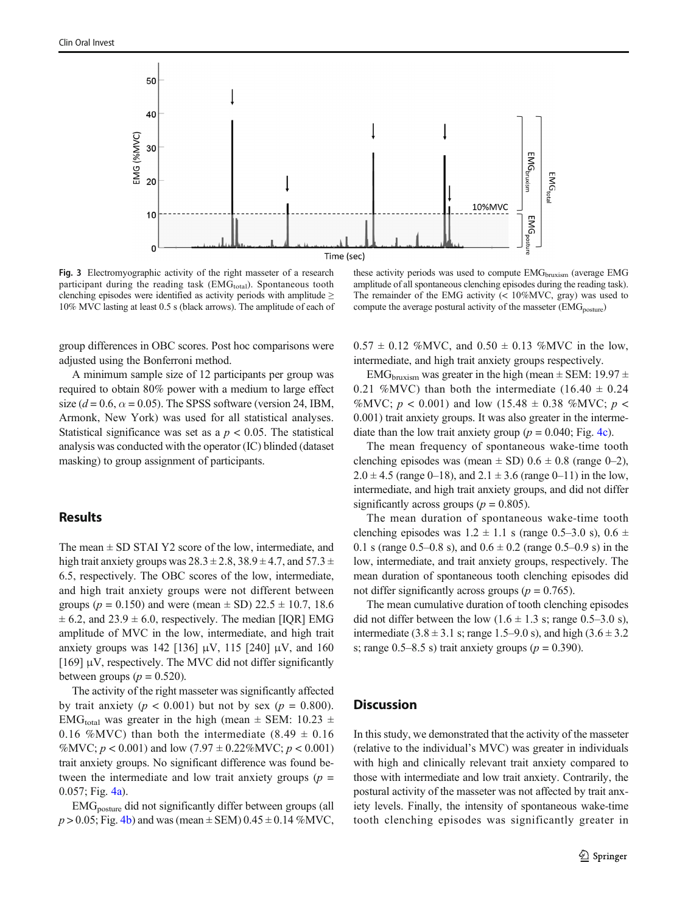Fig. 3 Electromyographic activity of the right masseter of a research participant during the reading task ($EMG_{total}$). Spontaneous tooth clenching episodes were identified as activity periods with amplitude ≥ 10% MVC lasting at least 0.5 s (black arrows). The amplitude of each of these activity periods was used to compute $EMG_{bruxism}$ (average EMG amplitude of all spontaneous clenching episodes during the reading task). The remainder of the EMG activity (< 10%MVC, gray) was used to compute the average postural activity of the masseter ($EMG_{posture}$)

group differences in OBC scores. Post hoc comparisons were adjusted using the Bonferroni method.

A minimum sample size of 12 participants per group was required to obtain 80% power with a medium to large effect size ($d = 0.6$, $\alpha = 0.05$). The SPSS software (version 24, IBM, Armonk, New York) was used for all statistical analyses. Statistical significance was set as a $p < 0.05$. The statistical analysis was conducted with the operator (IC) blinded (dataset masking) to group assignment of participants.

## Results

The mean ± SD STAI Y2 score of the low, intermediate, and high trait anxiety groups was 28.3 ± 2.8, 38.9 ± 4.7, and 57.3 ± 6.5, respectively. The OBC scores of the low, intermediate, and high trait anxiety groups were not different between groups ($p = 0.150$) and were (mean ± SD) 22.5 ± 10.7, 18.6 ± 6.2, and 23.9 ± 6.0, respectively. The median [IQR] EMG amplitude of MVC in the low, intermediate, and high trait anxiety groups was 142 [136] μV, 115 [240] μV, and 160 [169] μV, respectively. The MVC did not differ significantly between groups ($p = 0.520$).

The activity of the right masseter was significantly affected by trait anxiety ($p < 0.001$) but not by sex ($p = 0.800$). $EMG_{total}$ was greater in the high (mean ± SEM: 10.23 ± 0.16 %MVC) than both the intermediate (8.49 ± 0.16 %MVC; $p < 0.001$) and low (7.97 ± 0.22%MVC; $p < 0.001$) trait anxiety groups. No significant difference was found between the intermediate and low trait anxiety groups ($p = 0.057$; Fig. 4a).

$EMG_{posture}$ did not significantly differ between groups (all $p > 0.05$; Fig. 4b) and was (mean ± SEM) 0.45 ± 0.14 %MVC, 0.57 ± 0.12 %MVC, and 0.50 ± 0.13 %MVC in the low, intermediate, and high trait anxiety groups respectively.

$EMG_{bruxism}$ was greater in the high (mean ± SEM: 19.97 ± 0.21 %MVC) than both the intermediate (16.40 ± 0.24 %MVC; $p < 0.001$) and low (15.48 ± 0.38 %MVC; $p < 0.001$) trait anxiety groups. It was also greater in the intermediate than the low trait anxiety group ($p = 0.040$; Fig. 4c).

The mean frequency of spontaneous wake-time tooth clenching episodes was (mean ± SD) 0.6 ± 0.8 (range 0–2), 2.0 ± 4.5 (range 0–18), and 2.1 ± 3.6 (range 0–11) in the low, intermediate, and high trait anxiety groups, and did not differ significantly across groups ($p = 0.805$).

The mean duration of spontaneous wake-time tooth clenching episodes was 1.2 ± 1.1 s (range 0.5–3.0 s), 0.6 ± 0.1 s (range 0.5–0.8 s), and 0.6 ± 0.2 (range 0.5–0.9 s) in the low, intermediate, and trait anxiety groups, respectively. The mean duration of spontaneous tooth clenching episodes did not differ significantly across groups ($p = 0.765$).

The mean cumulative duration of tooth clenching episodes did not differ between the low (1.6 ± 1.3 s; range 0.5–3.0 s), intermediate (3.8 ± 3.1 s; range 1.5–9.0 s), and high (3.6 ± 3.2 s; range 0.5–8.5 s) trait anxiety groups ($p = 0.390$).

## Discussion

In this study, we demonstrated that the activity of the masseter (relative to the individual's MVC) was greater in individuals with high and clinically relevant trait anxiety compared to those with intermediate and low trait anxiety. Contrarily, the postural activity of the masseter was not affected by trait anxiety levels. Finally, the intensity of spontaneous wake-time tooth clenching episodes was significantly greater in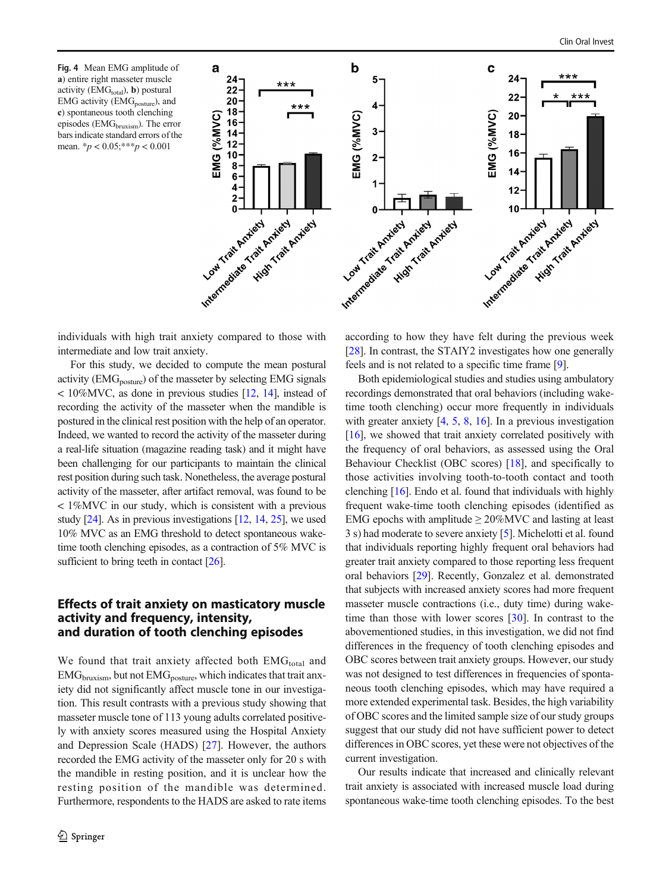Fig. 4 Mean EMG amplitude of a) entire right masseter muscle activity ($EMG_{total}$), b) postural EMG activity ($EMG_{posture}$), and c) spontaneous tooth clenching episodes ($EMG_{bruxism}$). The error bars indicate standard errors of the mean. *$p < 0.05$;***$p < 0.001$

individuals with high trait anxiety compared to those with intermediate and low trait anxiety.

For this study, we decided to compute the mean postural activity ($EMG_{posture}$) of the masseter by selecting EMG signals < 10%MVC, as done in previous studies [12, 14], instead of recording the activity of the masseter when the mandible is postured in the clinical rest position with the help of an operator. Indeed, we wanted to record the activity of the masseter during a real-life situation (magazine reading task) and it might have been challenging for our participants to maintain the clinical rest position during such task. Nonetheless, the average postural activity of the masseter, after artifact removal, was found to be < 1%MVC in our study, which is consistent with a previous study [24]. As in previous investigations [12, 14, 25], we used 10% MVC as an EMG threshold to detect spontaneous wake-time tooth clenching episodes, as a contraction of 5% MVC is sufficient to bring teeth in contact [26].

## Effects of trait anxiety on masticatory muscle activity and frequency, intensity, and duration of tooth clenching episodes

We found that trait anxiety affected both $EMG_{total}$ and $EMG_{bruxism}$, but not $EMG_{posture}$, which indicates that trait anxiety did not significantly affect muscle tone in our investigation. This result contrasts with a previous study showing that masseter muscle tone of 113 young adults correlated positively with anxiety scores measured using the Hospital Anxiety and Depression Scale (HADS) [27]. However, the authors recorded the EMG activity of the masseter only for 20 s with the mandible in resting position, and it is unclear how the resting position of the mandible was determined. Furthermore, respondents to the HADS are asked to rate items according to how they have felt during the previous week [28]. In contrast, the STAIY2 investigates how one generally feels and is not related to a specific time frame [9].

Both epidemiological studies and studies using ambulatory recordings demonstrated that oral behaviors (including wake-time tooth clenching) occur more frequently in individuals with greater anxiety [4, 5, 8, 16]. In a previous investigation [16], we showed that trait anxiety correlated positively with the frequency of oral behaviors, as assessed using the Oral Behaviour Checklist (OBC scores) [18], and specifically to those activities involving tooth-to-tooth contact and tooth clenching [16]. Endo et al. found that individuals with highly frequent wake-time tooth clenching episodes (identified as EMG epochs with amplitude ≥ 20%MVC and lasting at least 3 s) had moderate to severe anxiety [5]. Michelotti et al. found that individuals reporting highly frequent oral behaviors had greater trait anxiety compared to those reporting less frequent oral behaviors [29]. Recently, Gonzalez et al. demonstrated that subjects with increased anxiety scores had more frequent masseter muscle contractions (i.e., duty time) during wake-time than those with lower scores [30]. In contrast to the abovementioned studies, in this investigation, we did not find differences in the frequency of tooth clenching episodes and OBC scores between trait anxiety groups. However, our study was not designed to test differences in frequencies of spontaneous tooth clenching episodes, which may have required a more extended experimental task. Besides, the high variability of OBC scores and the limited sample size of our study groups suggest that our study did not have sufficient power to detect differences in OBC scores, yet these were not objectives of the current investigation.

Our results indicate that increased and clinically relevant trait anxiety is associated with increased muscle load during spontaneous wake-time tooth clenching episodes. To the best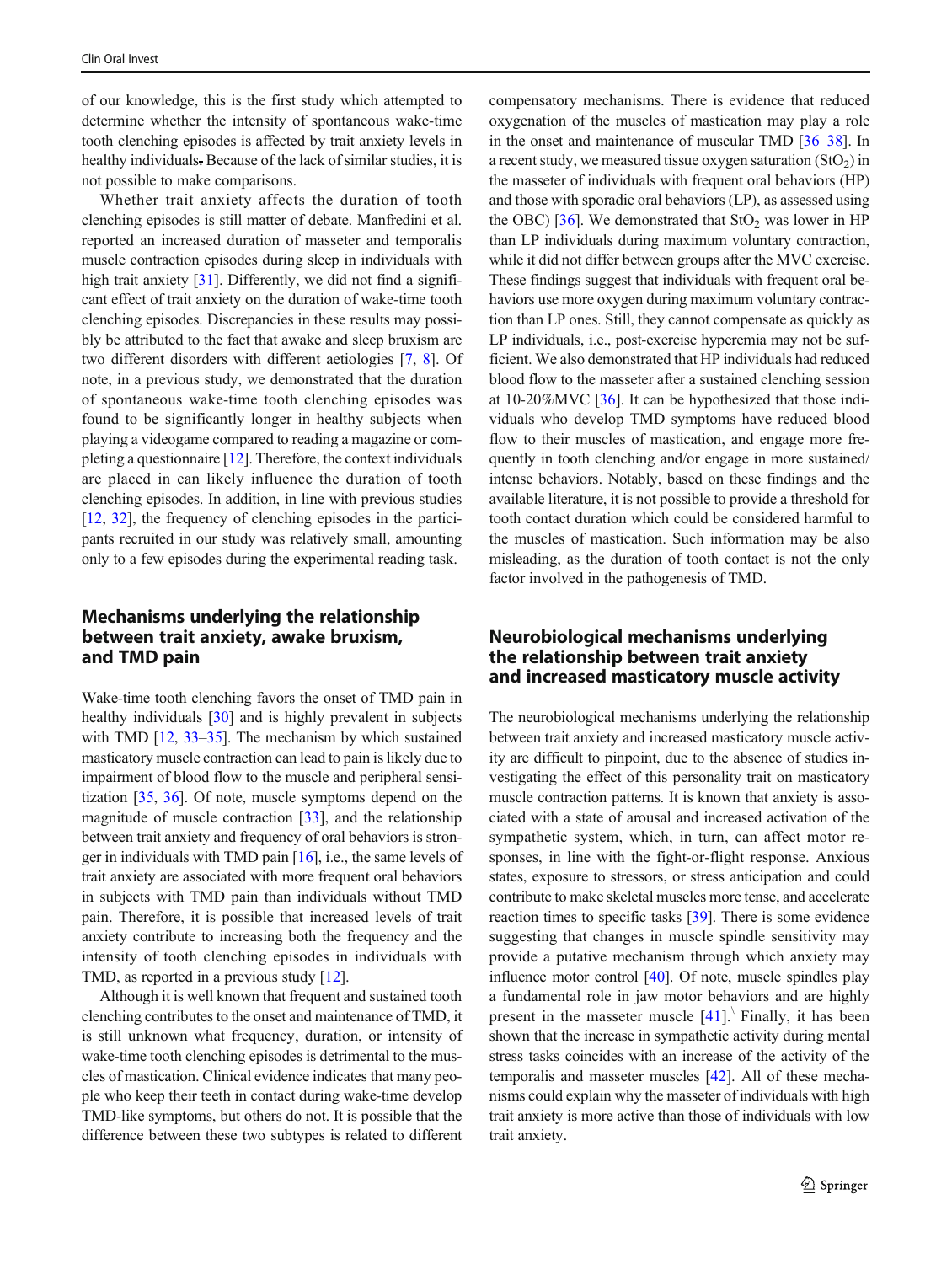of our knowledge, this is the first study which attempted to determine whether the intensity of spontaneous wake-time tooth clenching episodes is affected by trait anxiety levels in healthy individuals. Because of the lack of similar studies, it is not possible to make comparisons.

Whether trait anxiety affects the duration of tooth clenching episodes is still matter of debate. Manfredini et al. reported an increased duration of masseter and temporalis muscle contraction episodes during sleep in individuals with high trait anxiety [31]. Differently, we did not find a significant effect of trait anxiety on the duration of wake-time tooth clenching episodes. Discrepancies in these results may possibly be attributed to the fact that awake and sleep bruxism are two different disorders with different aetiologies [7, 8]. Of note, in a previous study, we demonstrated that the duration of spontaneous wake-time tooth clenching episodes was found to be significantly longer in healthy subjects when playing a videogame compared to reading a magazine or completing a questionnaire [12]. Therefore, the context individuals are placed in can likely influence the duration of tooth clenching episodes. In addition, in line with previous studies [12, 32], the frequency of clenching episodes in the participants recruited in our study was relatively small, amounting only to a few episodes during the experimental reading task.

## Mechanisms underlying the relationship between trait anxiety, awake bruxism, and TMD pain

Wake-time tooth clenching favors the onset of TMD pain in healthy individuals [30] and is highly prevalent in subjects with TMD [12, 33–35]. The mechanism by which sustained masticatory muscle contraction can lead to pain is likely due to impairment of blood flow to the muscle and peripheral sensitization [35, 36]. Of note, muscle symptoms depend on the magnitude of muscle contraction [33], and the relationship between trait anxiety and frequency of oral behaviors is stronger in individuals with TMD pain [16], i.e., the same levels of trait anxiety are associated with more frequent oral behaviors in subjects with TMD pain than individuals without TMD pain. Therefore, it is possible that increased levels of trait anxiety contribute to increasing both the frequency and the intensity of tooth clenching episodes in individuals with TMD, as reported in a previous study [12].

Although it is well known that frequent and sustained tooth clenching contributes to the onset and maintenance of TMD, it is still unknown what frequency, duration, or intensity of wake-time tooth clenching episodes is detrimental to the muscles of mastication. Clinical evidence indicates that many people who keep their teeth in contact during wake-time develop TMD-like symptoms, but others do not. It is possible that the difference between these two subtypes is related to different compensatory mechanisms. There is evidence that reduced oxygenation of the muscles of mastication may play a role in the onset and maintenance of muscular TMD [36–38]. In a recent study, we measured tissue oxygen saturation ($StO_2$) in the masseter of individuals with frequent oral behaviors (HP) and those with sporadic oral behaviors (LP), as assessed using the OBC) [36]. We demonstrated that $StO_2$ was lower in HP than LP individuals during maximum voluntary contraction, while it did not differ between groups after the MVC exercise. These findings suggest that individuals with frequent oral behaviors use more oxygen during maximum voluntary contraction than LP ones. Still, they cannot compensate as quickly as LP individuals, i.e., post-exercise hyperemia may not be sufficient. We also demonstrated that HP individuals had reduced blood flow to the masseter after a sustained clenching session at 10-20%MVC [36]. It can be hypothesized that those individuals who develop TMD symptoms have reduced blood flow to their muscles of mastication, and engage more frequently in tooth clenching and/or engage in more sustained/intense behaviors. Notably, based on these findings and the available literature, it is not possible to provide a threshold for tooth contact duration which could be considered harmful to the muscles of mastication. Such information may be also misleading, as the duration of tooth contact is not the only factor involved in the pathogenesis of TMD.

## Neurobiological mechanisms underlying the relationship between trait anxiety and increased masticatory muscle activity

The neurobiological mechanisms underlying the relationship between trait anxiety and increased masticatory muscle activity are difficult to pinpoint, due to the absence of studies investigating the effect of this personality trait on masticatory muscle contraction patterns. It is known that anxiety is associated with a state of arousal and increased activation of the sympathetic system, which, in turn, can affect motor responses, in line with the fight-or-flight response. Anxious states, exposure to stressors, or stress anticipation and could contribute to make skeletal muscles more tense, and accelerate reaction times to specific tasks [39]. There is some evidence suggesting that changes in muscle spindle sensitivity may provide a putative mechanism through which anxiety may influence motor control [40]. Of note, muscle spindles play a fundamental role in jaw motor behaviors and are highly present in the masseter muscle [41]. Finally, it has been shown that the increase in sympathetic activity during mental stress tasks coincides with an increase of the activity of the temporalis and masseter muscles [42]. All of these mechanisms could explain why the masseter of individuals with high trait anxiety is more active than those of individuals with low trait anxiety.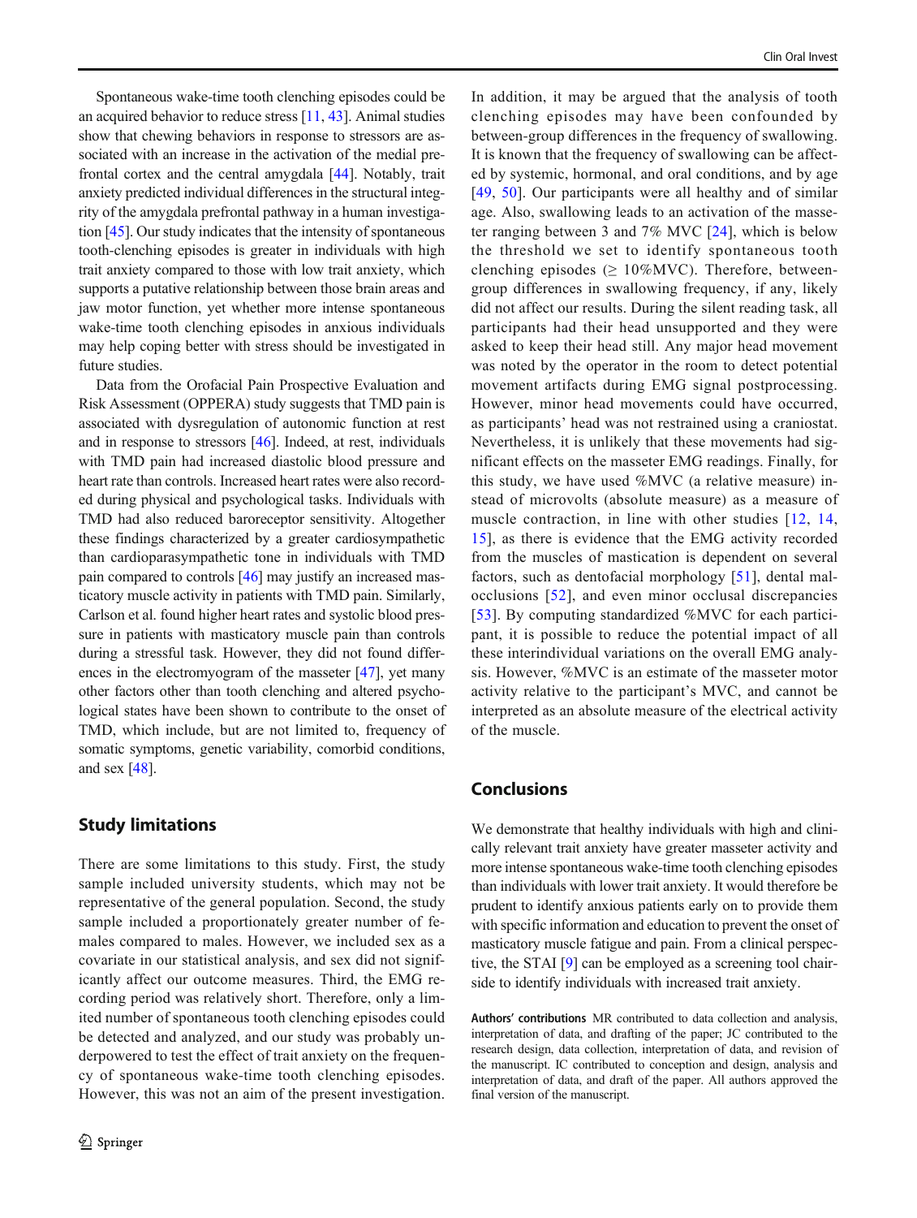Spontaneous wake-time tooth clenching episodes could be an acquired behavior to reduce stress [11, 43]. Animal studies show that chewing behaviors in response to stressors are associated with an increase in the activation of the medial prefrontal cortex and the central amygdala [44]. Notably, trait anxiety predicted individual differences in the structural integrity of the amygdala prefrontal pathway in a human investigation [45]. Our study indicates that the intensity of spontaneous tooth-clenching episodes is greater in individuals with high trait anxiety compared to those with low trait anxiety, which supports a putative relationship between those brain areas and jaw motor function, yet whether more intense spontaneous wake-time tooth clenching episodes in anxious individuals may help coping better with stress should be investigated in future studies.

Data from the Orofacial Pain Prospective Evaluation and Risk Assessment (OPPERA) study suggests that TMD pain is associated with dysregulation of autonomic function at rest and in response to stressors [46]. Indeed, at rest, individuals with TMD pain had increased diastolic blood pressure and heart rate than controls. Increased heart rates were also recorded during physical and psychological tasks. Individuals with TMD had also reduced baroreceptor sensitivity. Altogether these findings characterized by a greater cardiosympathetic than cardioparasympathetic tone in individuals with TMD pain compared to controls [46] may justify an increased masticatory muscle activity in patients with TMD pain. Similarly, Carlson et al. found higher heart rates and systolic blood pressure in patients with masticatory muscle pain than controls during a stressful task. However, they did not found differences in the electromyogram of the masseter [47], yet many other factors other than tooth clenching and altered psychological states have been shown to contribute to the onset of TMD, which include, but are not limited to, frequency of somatic symptoms, genetic variability, comorbid conditions, and sex [48].

## Study limitations

There are some limitations to this study. First, the study sample included university students, which may not be representative of the general population. Second, the study sample included a proportionately greater number of females compared to males. However, we included sex as a covariate in our statistical analysis, and sex did not significantly affect our outcome measures. Third, the EMG recording period was relatively short. Therefore, only a limited number of spontaneous tooth clenching episodes could be detected and analyzed, and our study was probably underpowered to test the effect of trait anxiety on the frequency of spontaneous wake-time tooth clenching episodes. However, this was not an aim of the present investigation. In addition, it may be argued that the analysis of tooth clenching episodes may have been confounded by between-group differences in the frequency of swallowing. It is known that the frequency of swallowing can be affected by systemic, hormonal, and oral conditions, and by age [49, 50]. Our participants were all healthy and of similar age. Also, swallowing leads to an activation of the masseter ranging between 3 and 7% MVC [24], which is below the threshold we set to identify spontaneous tooth clenching episodes ($\geq$ 10%MVC). Therefore, between-group differences in swallowing frequency, if any, likely did not affect our results. During the silent reading task, all participants had their head unsupported and they were asked to keep their head still. Any major head movement was noted by the operator in the room to detect potential movement artifacts during EMG signal postprocessing. However, minor head movements could have occurred, as participants' head was not restrained using a craniostat. Nevertheless, it is unlikely that these movements had significant effects on the masseter EMG readings. Finally, for this study, we have used %MVC (a relative measure) instead of microvolts (absolute measure) as a measure of muscle contraction, in line with other studies [12, 14, 15], as there is evidence that the EMG activity recorded from the muscles of mastication is dependent on several factors, such as dentofacial morphology [51], dental malocclusions [52], and even minor occlusal discrepancies [53]. By computing standardized %MVC for each participant, it is possible to reduce the potential impact of all these interindividual variations on the overall EMG analysis. However, %MVC is an estimate of the masseter motor activity relative to the participant's MVC, and cannot be interpreted as an absolute measure of the electrical activity of the muscle.

## Conclusions

We demonstrate that healthy individuals with high and clinically relevant trait anxiety have greater masseter activity and more intense spontaneous wake-time tooth clenching episodes than individuals with lower trait anxiety. It would therefore be prudent to identify anxious patients early on to provide them with specific information and education to prevent the onset of masticatory muscle fatigue and pain. From a clinical perspective, the STAI [9] can be employed as a screening tool chairside to identify individuals with increased trait anxiety.

**Authors' contributions** MR contributed to data collection and analysis, interpretation of data, and drafting of the paper; JC contributed to the research design, data collection, interpretation of data, and revision of the manuscript. IC contributed to conception and design, analysis and interpretation of data, and draft of the paper. All authors approved the final version of the manuscript.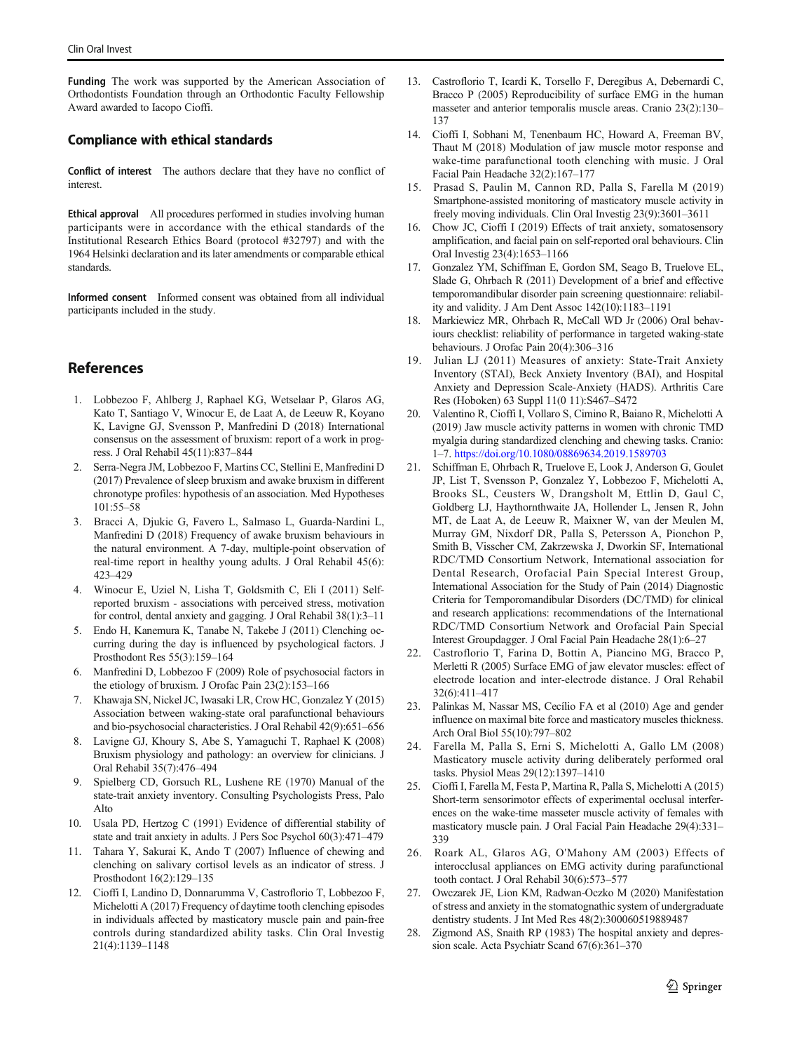**Funding** The work was supported by the American Association of Orthodontists Foundation through an Orthodontic Faculty Fellowship Award awarded to Iacopo Cioffi.

## Compliance with ethical standards

**Conflict of interest** The authors declare that they have no conflict of interest.

**Ethical approval** All procedures performed in studies involving human participants were in accordance with the ethical standards of the Institutional Research Ethics Board (protocol #32797) and with the 1964 Helsinki declaration and its later amendments or comparable ethical standards.

**Informed consent** Informed consent was obtained from all individual participants included in the study.

## References

1. Lobbezoo F, Ahlberg J, Raphael KG, Wetselaar P, Glaros AG, Kato T, Santiago V, Winocur E, de Laat A, de Leeuw R, Koyano K, Lavigne GJ, Svensson P, Manfredini D (2018) International consensus on the assessment of bruxism: report of a work in progress. J Oral Rehabil 45(11):837–844
2. Serra-Negra JM, Lobbezoo F, Martins CC, Stellini E, Manfredini D (2017) Prevalence of sleep bruxism and awake bruxism in different chronotype profiles: hypothesis of an association. Med Hypotheses 101:55–58
3. Bracci A, Djukic G, Favero L, Salmaso L, Guarda-Nardini L, Manfredini D (2018) Frequency of awake bruxism behaviours in the natural environment. A 7-day, multiple-point observation of real-time report in healthy young adults. J Oral Rehabil 45(6): 423–429
4. Winocur E, Uziel N, Lisha T, Goldsmith C, Eli I (2011) Self-reported bruxism - associations with perceived stress, motivation for control, dental anxiety and gagging. J Oral Rehabil 38(1):3–11
5. Endo H, Kanemura K, Tanabe N, Takebe J (2011) Clenching occurring during the day is influenced by psychological factors. J Prosthodont Res 55(3):159–164
6. Manfredini D, Lobbezoo F (2009) Role of psychosocial factors in the etiology of bruxism. J Orofac Pain 23(2):153–166
7. Khawaja SN, Nickel JC, Iwasaki LR, Crow HC, Gonzalez Y (2015) Association between waking-state oral parafunctional behaviours and bio-psychosocial characteristics. J Oral Rehabil 42(9):651–656
8. Lavigne GJ, Khoury S, Abe S, Yamaguchi T, Raphael K (2008) Bruxism physiology and pathology: an overview for clinicians. J Oral Rehabil 35(7):476–494
9. Spielberg CD, Gorsuch RL, Lushene RE (1970) Manual of the state-trait anxiety inventory. Consulting Psychologists Press, Palo Alto
10. Usala PD, Hertzog C (1991) Evidence of differential stability of state and trait anxiety in adults. J Pers Soc Psychol 60(3):471–479
11. Tahara Y, Sakurai K, Ando T (2007) Influence of chewing and clenching on salivary cortisol levels as an indicator of stress. J Prosthodont 16(2):129–135
12. Cioffi I, Landino D, Donnarumma V, Castroflorio T, Lobbezoo F, Michelotti A (2017) Frequency of daytime tooth clenching episodes in individuals affected by masticatory muscle pain and pain-free controls during standardized ability tasks. Clin Oral Investig 21(4):1139–1148
13. Castroflorio T, Icardi K, Torsello F, Deregibus A, Debernardi C, Bracco P (2005) Reproducibility of surface EMG in the human masseter and anterior temporalis muscle areas. Cranio 23(2):130–137
14. Cioffi I, Sobhani M, Tenenbaum HC, Howard A, Freeman BV, Thaut M (2018) Modulation of jaw muscle motor response and wake-time parafunctional tooth clenching with music. J Oral Facial Pain Headache 32(2):167–177
15. Prasad S, Paulin M, Cannon RD, Palla S, Farella M (2019) Smartphone-assisted monitoring of masticatory muscle activity in freely moving individuals. Clin Oral Investig 23(9):3601–3611
16. Chow JC, Cioffi I (2019) Effects of trait anxiety, somatosensory amplification, and facial pain on self-reported oral behaviours. Clin Oral Investig 23(4):1653–1166
17. Gonzalez YM, Schiffman E, Gordon SM, Seago B, Truelove EL, Slade G, Ohrbach R (2011) Development of a brief and effective temporomandibular disorder pain screening questionnaire: reliability and validity. J Am Dent Assoc 142(10):1183–1191
18. Markiewicz MR, Ohrbach R, McCall WD Jr (2006) Oral behaviours checklist: reliability of performance in targeted waking-state behaviours. J Orofac Pain 20(4):306–316
19. Julian LJ (2011) Measures of anxiety: State-Trait Anxiety Inventory (STAI), Beck Anxiety Inventory (BAI), and Hospital Anxiety and Depression Scale-Anxiety (HADS). Arthritis Care Res (Hoboken) 63 Suppl 11(0 11):S467–S472
20. Valentino R, Cioffi I, Vollaro S, Cimino R, Baiano R, Michelotti A (2019) Jaw muscle activity patterns in women with chronic TMD myalgia during standardized clenching and chewing tasks. Cranio: 1–7. https://doi.org/10.1080/08869634.2019.1589703
21. Schiffman E, Ohrbach R, Truelove E, Look J, Anderson G, Goulet JP, List T, Svensson P, Gonzalez Y, Lobbezoo F, Michelotti A, Brooks SL, Ceusters W, Drangsholt M, Ettlin D, Gaul C, Goldberg LJ, Haythornthwaite JA, Hollender L, Jensen R, John MT, de Laat A, de Leeuw R, Maixner W, van der Meulen M, Murray GM, Nixdorf DR, Palla S, Petersson A, Pionchon P, Smith B, Visscher CM, Zakrzewska J, Dworkin SF, International RDC/TMD Consortium Network, International association for Dental Research, Orofacial Pain Special Interest Group, International Association for the Study of Pain (2014) Diagnostic Criteria for Temporomandibular Disorders (DC/TMD) for clinical and research applications: recommendations of the International RDC/TMD Consortium Network and Orofacial Pain Special Interest Groupdagger. J Oral Facial Pain Headache 28(1):6–27
22. Castroflorio T, Farina D, Bottin A, Piancino MG, Bracco P, Merletti R (2005) Surface EMG of jaw elevator muscles: effect of electrode location and inter-electrode distance. J Oral Rehabil 32(6):411–417
23. Palinkas M, Nassar MS, Cecílio FA et al (2010) Age and gender influence on maximal bite force and masticatory muscles thickness. Arch Oral Biol 55(10):797–802
24. Farella M, Palla S, Erni S, Michelotti A, Gallo LM (2008) Masticatory muscle activity during deliberately performed oral tasks. Physiol Meas 29(12):1397–1410
25. Cioffi I, Farella M, Festa P, Martina R, Palla S, Michelotti A (2015) Short-term sensorimotor effects of experimental occlusal interferences on the wake-time masseter muscle activity of females with masticatory muscle pain. J Oral Facial Pain Headache 29(4):331–339
26. Roark AL, Glaros AG, O'Mahony AM (2003) Effects of interocclusal appliances on EMG activity during parafunctional tooth contact. J Oral Rehabil 30(6):573–577
27. Owczarek JE, Lion KM, Radwan-Oczko M (2020) Manifestation of stress and anxiety in the stomatognathic system of undergraduate dentistry students. J Int Med Res 48(2):300060519889487
28. Zigmond AS, Snaith RP (1983) The hospital anxiety and depression scale. Acta Psychiatr Scand 67(6):361–370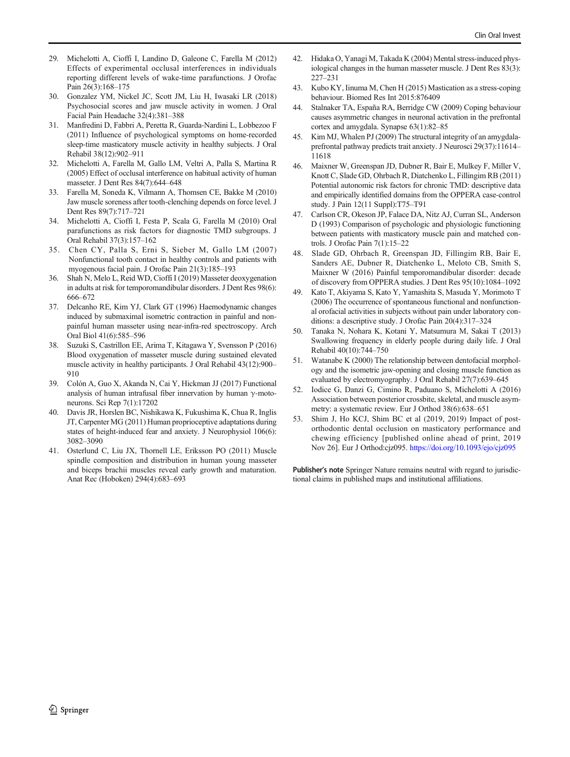29. Michelotti A, Cioffi I, Landino D, Galeone C, Farella M (2012) Effects of experimental occlusal interferences in individuals reporting different levels of wake-time parafunctions. J Orofac Pain 26(3):168–175
30. Gonzalez YM, Nickel JC, Scott JM, Liu H, Iwasaki LR (2018) Psychosocial scores and jaw muscle activity in women. J Oral Facial Pain Headache 32(4):381–388
31. Manfredini D, Fabbri A, Peretta R, Guarda-Nardini L, Lobbezoo F (2011) Influence of psychological symptoms on home-recorded sleep-time masticatory muscle activity in healthy subjects. J Oral Rehabil 38(12):902–911
32. Michelotti A, Farella M, Gallo LM, Veltri A, Palla S, Martina R (2005) Effect of occlusal interference on habitual activity of human masseter. J Dent Res 84(7):644–648
33. Farella M, Soneda K, Vilmann A, Thomsen CE, Bakke M (2010) Jaw muscle soreness after tooth-clenching depends on force level. J Dent Res 89(7):717–721
34. Michelotti A, Cioffi I, Festa P, Scala G, Farella M (2010) Oral parafunctions as risk factors for diagnostic TMD subgroups. J Oral Rehabil 37(3):157–162
35. Chen CY, Palla S, Erni S, Sieber M, Gallo LM (2007) Nonfunctional tooth contact in healthy controls and patients with myogenous facial pain. J Orofac Pain 21(3):185–193
36. Shah N, Melo L, Reid WD, Cioffi I (2019) Masseter deoxygenation in adults at risk for temporomandibular disorders. J Dent Res 98(6):666–672
37. Delcanho RE, Kim YJ, Clark GT (1996) Haemodynamic changes induced by submaximal isometric contraction in painful and non-painful human masseter using near-infra-red spectroscopy. Arch Oral Biol 41(6):585–596
38. Suzuki S, Castrillon EE, Arima T, Kitagawa Y, Svensson P (2016) Blood oxygenation of masseter muscle during sustained elevated muscle activity in healthy participants. J Oral Rehabil 43(12):900–910
39. Colón A, Guo X, Akanda N, Cai Y, Hickman JJ (2017) Functional analysis of human intrafusal fiber innervation by human γ-motoneurons. Sci Rep 7(1):17202
40. Davis JR, Horslen BC, Nishikawa K, Fukushima K, Chua R, Inglis JT, Carpenter MG (2011) Human proprioceptive adaptations during states of height-induced fear and anxiety. J Neurophysiol 106(6):3082–3090
41. Osterlund C, Liu JX, Thornell LE, Eriksson PO (2011) Muscle spindle composition and distribution in human young masseter and biceps brachii muscles reveal early growth and maturation. Anat Rec (Hoboken) 294(4):683–693
42. Hidaka O, Yanagi M, Takada K (2004) Mental stress-induced physiological changes in the human masseter muscle. J Dent Res 83(3):227–231
43. Kubo KY, Iinuma M, Chen H (2015) Mastication as a stress-coping behaviour. Biomed Res Int 2015:876409
44. Stalnaker TA, España RA, Berridge CW (2009) Coping behaviour causes asymmetric changes in neuronal activation in the prefrontal cortex and amygdala. Synapse 63(1):82–85
45. Kim MJ, Whalen PJ (2009) The structural integrity of an amygdala-prefrontal pathway predicts trait anxiety. J Neurosci 29(37):11614–11618
46. Maixner W, Greenspan JD, Dubner R, Bair E, Mulkey F, Miller V, Knott C, Slade GD, Ohrbach R, Diatchenko L, Fillingim RB (2011) Potential autonomic risk factors for chronic TMD: descriptive data and empirically identified domains from the OPPERA case-control study. J Pain 12(11 Suppl):T75–T91
47. Carlson CR, Okeson JP, Falace DA, Nitz AJ, Curran SL, Anderson D (1993) Comparison of psychologic and physiologic functioning between patients with masticatory muscle pain and matched controls. J Orofac Pain 7(1):15–22
48. Slade GD, Ohrbach R, Greenspan JD, Fillingim RB, Bair E, Sanders AE, Dubner R, Diatchenko L, Meloto CB, Smith S, Maixner W (2016) Painful temporomandibular disorder: decade of discovery from OPPERA studies. J Dent Res 95(10):1084–1092
49. Kato T, Akiyama S, Kato Y, Yamashita S, Masuda Y, Morimoto T (2006) The occurrence of spontaneous functional and nonfunctional orofacial activities in subjects without pain under laboratory conditions: a descriptive study. J Orofac Pain 20(4):317–324
50. Tanaka N, Nohara K, Kotani Y, Matsumura M, Sakai T (2013) Swallowing frequency in elderly people during daily life. J Oral Rehabil 40(10):744–750
51. Watanabe K (2000) The relationship between dentofacial morphology and the isometric jaw-opening and closing muscle function as evaluated by electromyography. J Oral Rehabil 27(7):639–645
52. Iodice G, Danzi G, Cimino R, Paduano S, Michelotti A (2016) Association between posterior crossbite, skeletal, and muscle asymmetry: a systematic review. Eur J Orthod 38(6):638–651
53. Shim J, Ho KCJ, Shim BC et al (2019, 2019) Impact of post-orthodontic dental occlusion on masticatory performance and chewing efficiency [published online ahead of print, 2019 Nov 26]. Eur J Orthod:cjz095. https://doi.org/10.1093/ejo/cjz095

**Publisher's note** Springer Nature remains neutral with regard to jurisdictional claims in published maps and institutional affiliations.